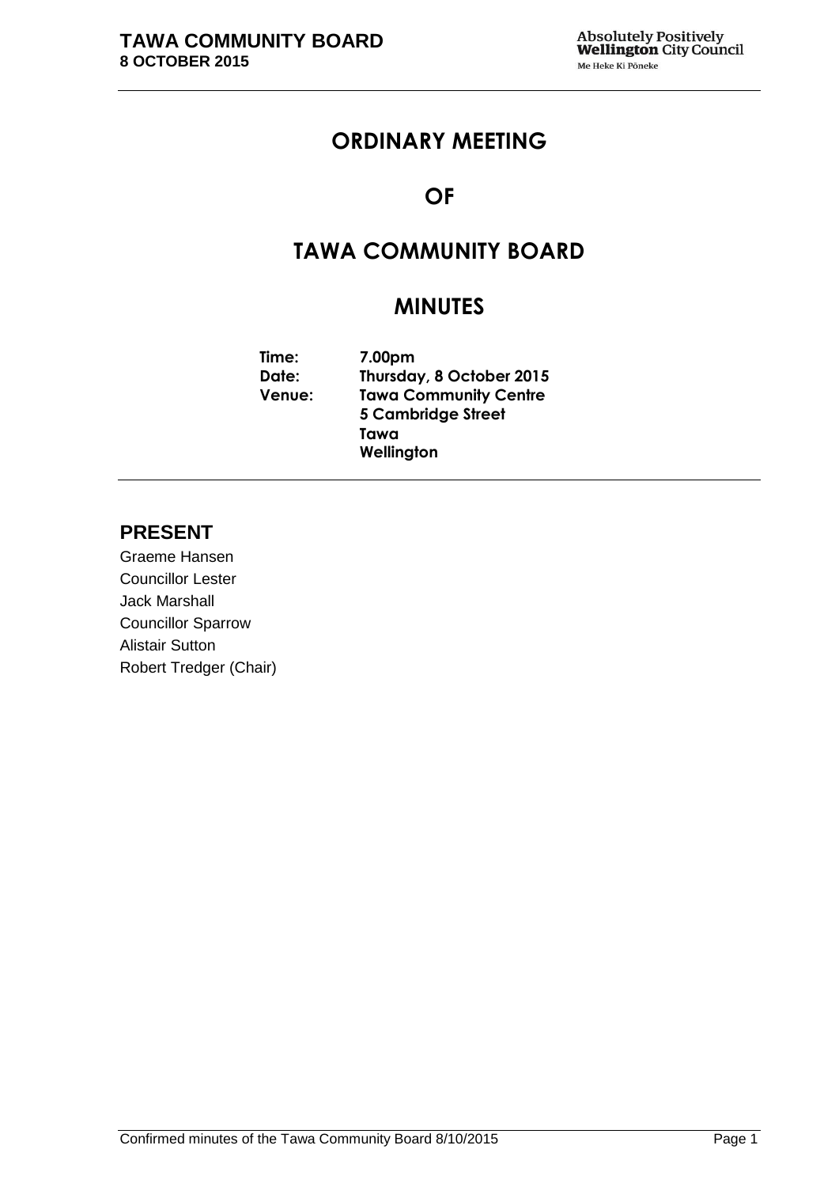# ORDINARY MEETING

# OF

# TAWA COMMUNITY BOARD

# MINUTES

**Time:** 7.00pm
**Date:** Thursday, 8 October 2015
**Venue:** Tawa Community Centre
5 Cambridge Street
Tawa
Wellington

## PRESENT

Graeme Hansen
Councillor Lester
Jack Marshall
Councillor Sparrow
Alistair Sutton
Robert Tredger (Chair)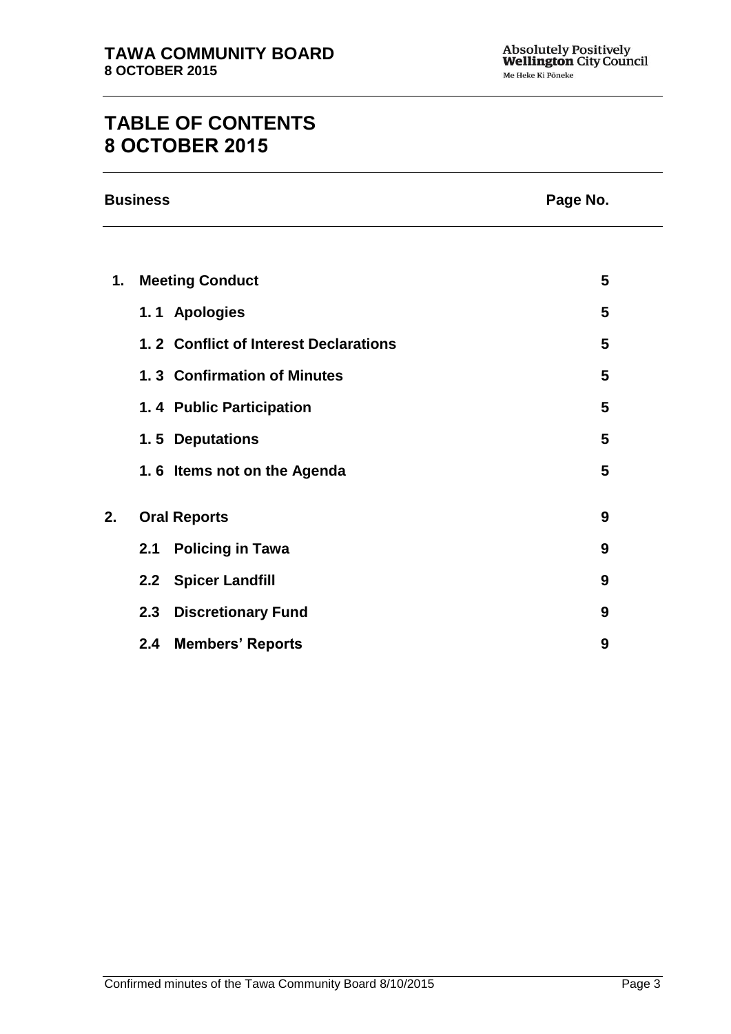# TABLE OF CONTENTS
# 8 OCTOBER 2015

| Business | | Page No. |
|---|---|---|
| **1.** | **Meeting Conduct** | **5** |
| | **1. 1 Apologies** | **5** |
| | **1. 2 Conflict of Interest Declarations** | **5** |
| | **1. 3 Confirmation of Minutes** | **5** |
| | **1. 4 Public Participation** | **5** |
| | **1. 5 Deputations** | **5** |
| | **1. 6 Items not on the Agenda** | **5** |
| **2.** | **Oral Reports** | **9** |
| | **2.1 Policing in Tawa** | **9** |
| | **2.2 Spicer Landfill** | **9** |
| | **2.3 Discretionary Fund** | **9** |
| | **2.4 Members' Reports** | **9** |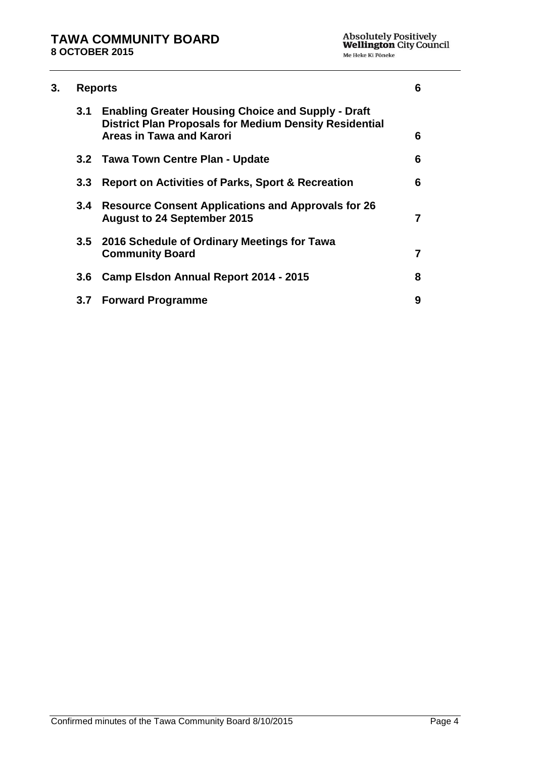| 3. | **Reports** | **6** |
|---|---|---|
| 3.1 | **Enabling Greater Housing Choice and Supply - Draft District Plan Proposals for Medium Density Residential Areas in Tawa and Karori** | **6** |
| 3.2 | **Tawa Town Centre Plan - Update** | **6** |
| 3.3 | **Report on Activities of Parks, Sport & Recreation** | **6** |
| 3.4 | **Resource Consent Applications and Approvals for 26 August to 24 September 2015** | **7** |
| 3.5 | **2016 Schedule of Ordinary Meetings for Tawa Community Board** | **7** |
| 3.6 | **Camp Elsdon Annual Report 2014 - 2015** | **8** |
| 3.7 | **Forward Programme** | **9** |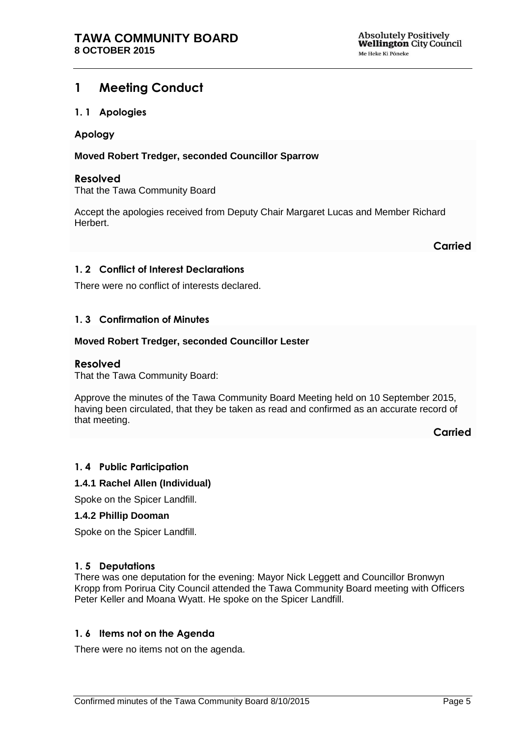# 1 Meeting Conduct

## 1. 1 Apologies

### Apology

**Moved Robert Tredger, seconded Councillor Sparrow**

### Resolved

That the Tawa Community Board

Accept the apologies received from Deputy Chair Margaret Lucas and Member Richard Herbert.

**Carried**

## 1. 2 Conflict of Interest Declarations

There were no conflict of interests declared.

## 1. 3 Confirmation of Minutes

**Moved Robert Tredger, seconded Councillor Lester**

### Resolved

That the Tawa Community Board:

Approve the minutes of the Tawa Community Board Meeting held on 10 September 2015, having been circulated, that they be taken as read and confirmed as an accurate record of that meeting.

**Carried**

## 1. 4 Public Participation

### 1.4.1 Rachel Allen (Individual)

Spoke on the Spicer Landfill.

### 1.4.2 Phillip Dooman

Spoke on the Spicer Landfill.

## 1. 5 Deputations

There was one deputation for the evening: Mayor Nick Leggett and Councillor Bronwyn Kropp from Porirua City Council attended the Tawa Community Board meeting with Officers Peter Keller and Moana Wyatt. He spoke on the Spicer Landfill.

## 1. 6 Items not on the Agenda

There were no items not on the agenda.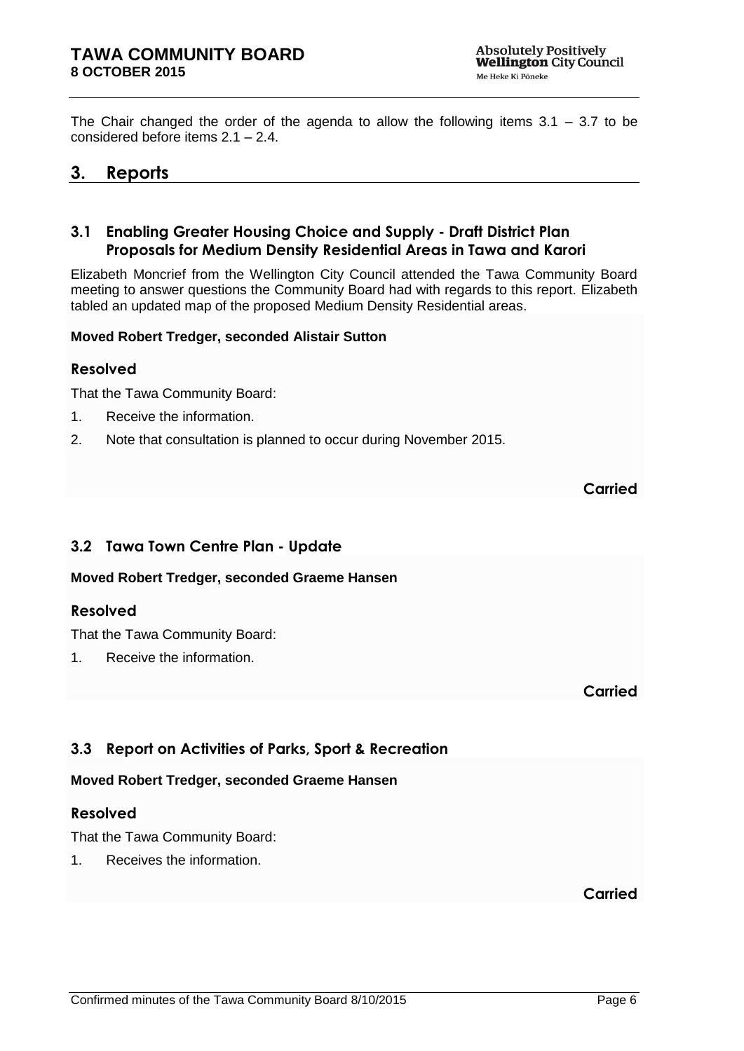The Chair changed the order of the agenda to allow the following items 3.1 – 3.7 to be considered before items 2.1 – 2.4.

# 3. Reports

## 3.1 Enabling Greater Housing Choice and Supply - Draft District Plan Proposals for Medium Density Residential Areas in Tawa and Karori

Elizabeth Moncrief from the Wellington City Council attended the Tawa Community Board meeting to answer questions the Community Board had with regards to this report. Elizabeth tabled an updated map of the proposed Medium Density Residential areas.

**Moved Robert Tredger, seconded Alistair Sutton**

### Resolved

That the Tawa Community Board:

1. Receive the information.
2. Note that consultation is planned to occur during November 2015.

**Carried**

## 3.2 Tawa Town Centre Plan - Update

**Moved Robert Tredger, seconded Graeme Hansen**

### Resolved

That the Tawa Community Board:

1. Receive the information.

**Carried**

## 3.3 Report on Activities of Parks, Sport & Recreation

**Moved Robert Tredger, seconded Graeme Hansen**

### Resolved

That the Tawa Community Board:

1. Receives the information.

**Carried**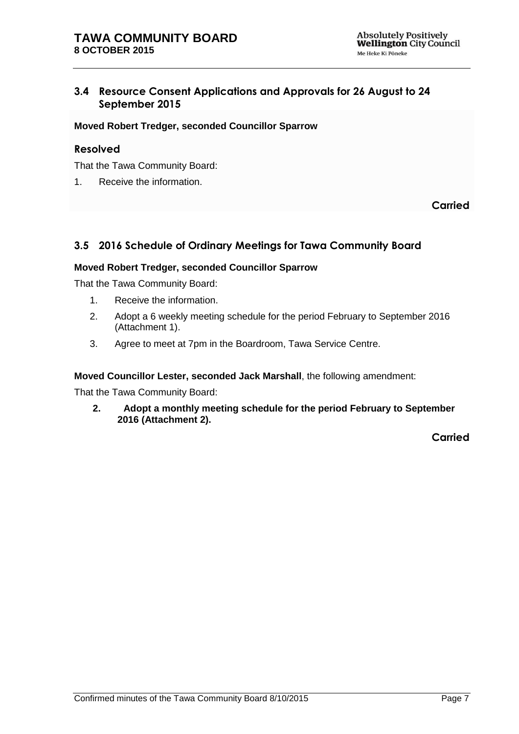### 3.4 Resource Consent Applications and Approvals for 26 August to 24 September 2015

**Moved Robert Tredger, seconded Councillor Sparrow**

#### Resolved

That the Tawa Community Board:

1. Receive the information.

**Carried**

### 3.5 2016 Schedule of Ordinary Meetings for Tawa Community Board

**Moved Robert Tredger, seconded Councillor Sparrow**

That the Tawa Community Board:

1. Receive the information.
2. Adopt a 6 weekly meeting schedule for the period February to September 2016 (Attachment 1).
3. Agree to meet at 7pm in the Boardroom, Tawa Service Centre.

**Moved Councillor Lester, seconded Jack Marshall**, the following amendment:

That the Tawa Community Board:

**2. Adopt a monthly meeting schedule for the period February to September 2016 (Attachment 2).**

**Carried**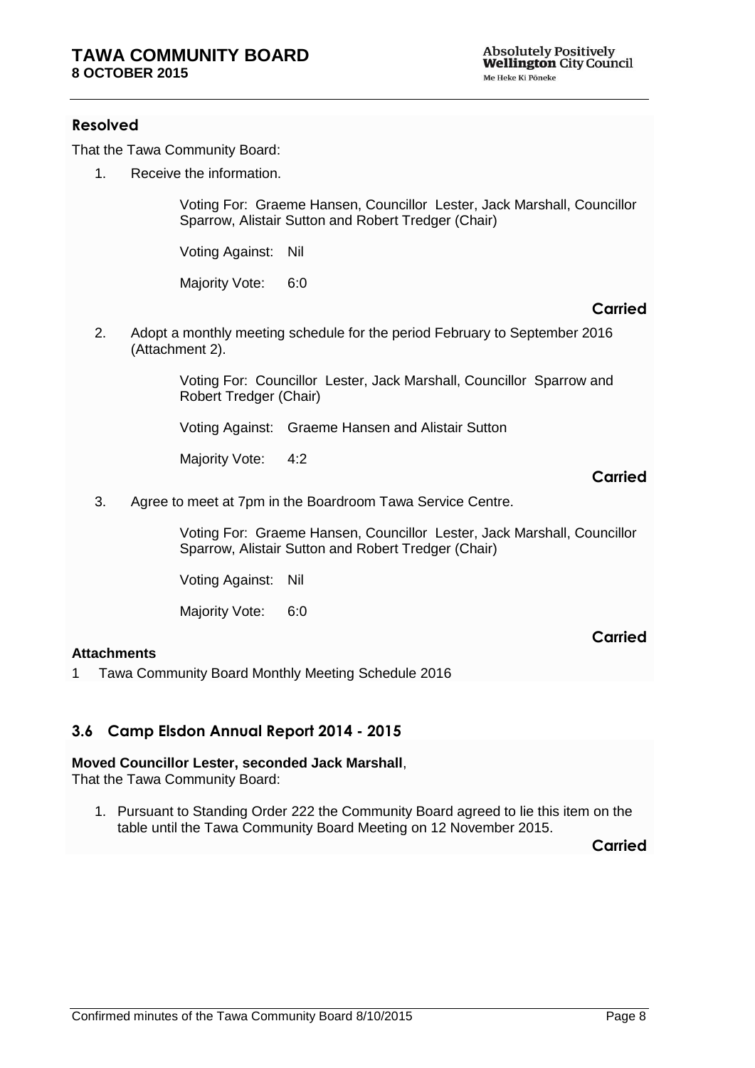### Resolved

That the Tawa Community Board:

1. Receive the information.

   Voting For: Graeme Hansen, Councillor Lester, Jack Marshall, Councillor Sparrow, Alistair Sutton and Robert Tredger (Chair)

   Voting Against: Nil

   Majority Vote: 6:0

   **Carried**

2. Adopt a monthly meeting schedule for the period February to September 2016 (Attachment 2).

   Voting For: Councillor Lester, Jack Marshall, Councillor Sparrow and Robert Tredger (Chair)

   Voting Against: Graeme Hansen and Alistair Sutton

   Majority Vote: 4:2

   **Carried**

3. Agree to meet at 7pm in the Boardroom Tawa Service Centre.

   Voting For: Graeme Hansen, Councillor Lester, Jack Marshall, Councillor Sparrow, Alistair Sutton and Robert Tredger (Chair)

   Voting Against: Nil

   Majority Vote: 6:0

   **Carried**

**Attachments**

1 Tawa Community Board Monthly Meeting Schedule 2016

## 3.6 Camp Elsdon Annual Report 2014 - 2015

**Moved Councillor Lester, seconded Jack Marshall**,
That the Tawa Community Board:

1. Pursuant to Standing Order 222 the Community Board agreed to lie this item on the table until the Tawa Community Board Meeting on 12 November 2015.

**Carried**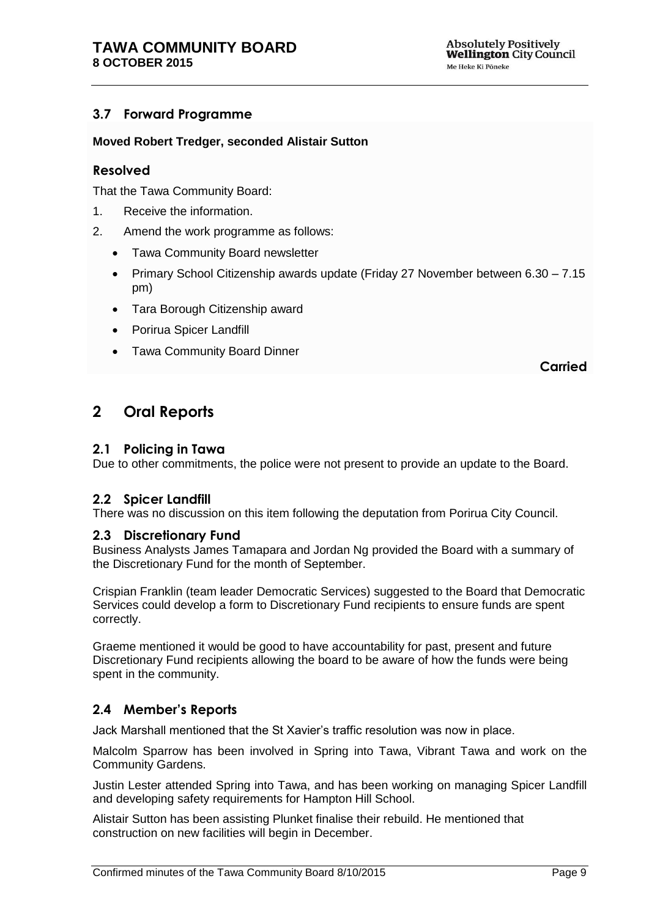### 3.7 Forward Programme

**Moved Robert Tredger, seconded Alistair Sutton**

#### Resolved

That the Tawa Community Board:

1. Receive the information.
2. Amend the work programme as follows:
   - Tawa Community Board newsletter
   - Primary School Citizenship awards update (Friday 27 November between 6.30 – 7.15 pm)
   - Tara Borough Citizenship award
   - Porirua Spicer Landfill
   - Tawa Community Board Dinner

**Carried**

## 2 Oral Reports

### 2.1 Policing in Tawa

Due to other commitments, the police were not present to provide an update to the Board.

### 2.2 Spicer Landfill

There was no discussion on this item following the deputation from Porirua City Council.

### 2.3 Discretionary Fund

Business Analysts James Tamapara and Jordan Ng provided the Board with a summary of the Discretionary Fund for the month of September.

Crispian Franklin (team leader Democratic Services) suggested to the Board that Democratic Services could develop a form to Discretionary Fund recipients to ensure funds are spent correctly.

Graeme mentioned it would be good to have accountability for past, present and future Discretionary Fund recipients allowing the board to be aware of how the funds were being spent in the community.

### 2.4 Member's Reports

Jack Marshall mentioned that the St Xavier's traffic resolution was now in place.

Malcolm Sparrow has been involved in Spring into Tawa, Vibrant Tawa and work on the Community Gardens.

Justin Lester attended Spring into Tawa, and has been working on managing Spicer Landfill and developing safety requirements for Hampton Hill School.

Alistair Sutton has been assisting Plunket finalise their rebuild. He mentioned that construction on new facilities will begin in December.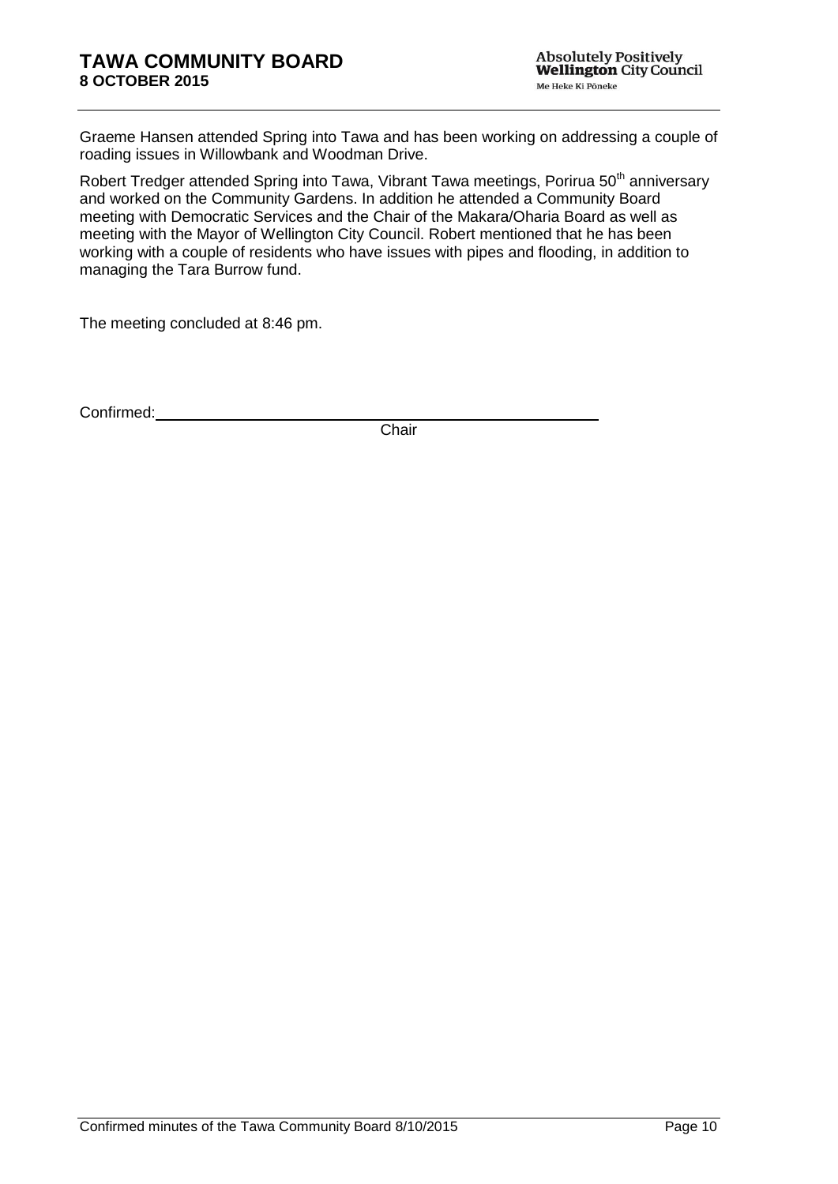Graeme Hansen attended Spring into Tawa and has been working on addressing a couple of roading issues in Willowbank and Woodman Drive.

Robert Tredger attended Spring into Tawa, Vibrant Tawa meetings, Porirua 50th anniversary and worked on the Community Gardens. In addition he attended a Community Board meeting with Democratic Services and the Chair of the Makara/Oharia Board as well as meeting with the Mayor of Wellington City Council. Robert mentioned that he has been working with a couple of residents who have issues with pipes and flooding, in addition to managing the Tara Burrow fund.

The meeting concluded at 8:46 pm.

Confirmed: ______________________________________________

Chair